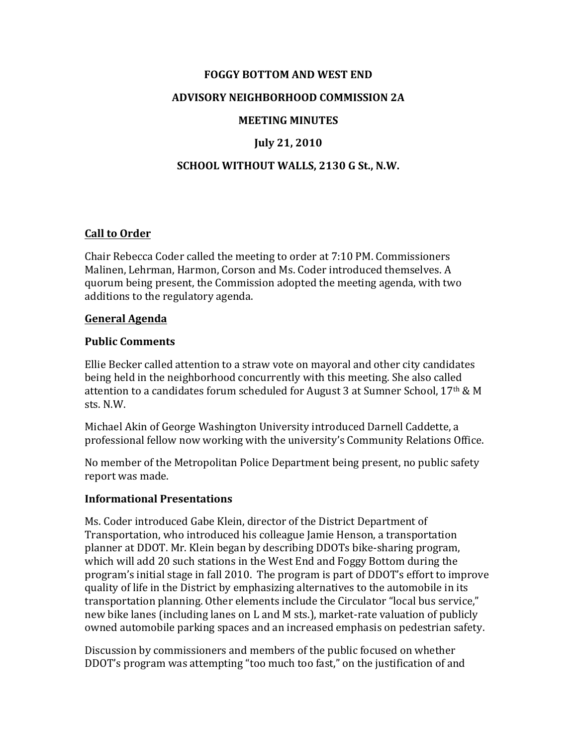# FOGGY BOTTOM AND WEST END

## ADVISORY NEIGHBORHOOD COMMISSION 2A

## MEETING MINUTES

## July 21, 2010

## SCHOOL WITHOUT WALLS, 2130 G St., N.W.

### Call to Order

Chair Rebecca Coder called the meeting to order at 7:10 PM. Commissioners Malinen, Lehrman, Harmon, Corson and Ms. Coder introduced themselves. A quorum being present, the Commission adopted the meeting agenda, with two additions to the regulatory agenda.

### General Agenda

**Public Comments**

Ellie Becker called attention to a straw vote on mayoral and other city candidates being held in the neighborhood concurrently with this meeting. She also called attention to a candidates forum scheduled for August 3 at Sumner School, 17th & M sts. N.W.

Michael Akin of George Washington University introduced Darnell Caddette, a professional fellow now working with the university's Community Relations Office.

No member of the Metropolitan Police Department being present, no public safety report was made.

**Informational Presentations**

Ms. Coder introduced Gabe Klein, director of the District Department of Transportation, who introduced his colleague Jamie Henson, a transportation planner at DDOT. Mr. Klein began by describing DDOTs bike-sharing program, which will add 20 such stations in the West End and Foggy Bottom during the program's initial stage in fall 2010. The program is part of DDOT's effort to improve quality of life in the District by emphasizing alternatives to the automobile in its transportation planning. Other elements include the Circulator "local bus service," new bike lanes (including lanes on L and M sts.), market-rate valuation of publicly owned automobile parking spaces and an increased emphasis on pedestrian safety.

Discussion by commissioners and members of the public focused on whether DDOT's program was attempting "too much too fast," on the justification of and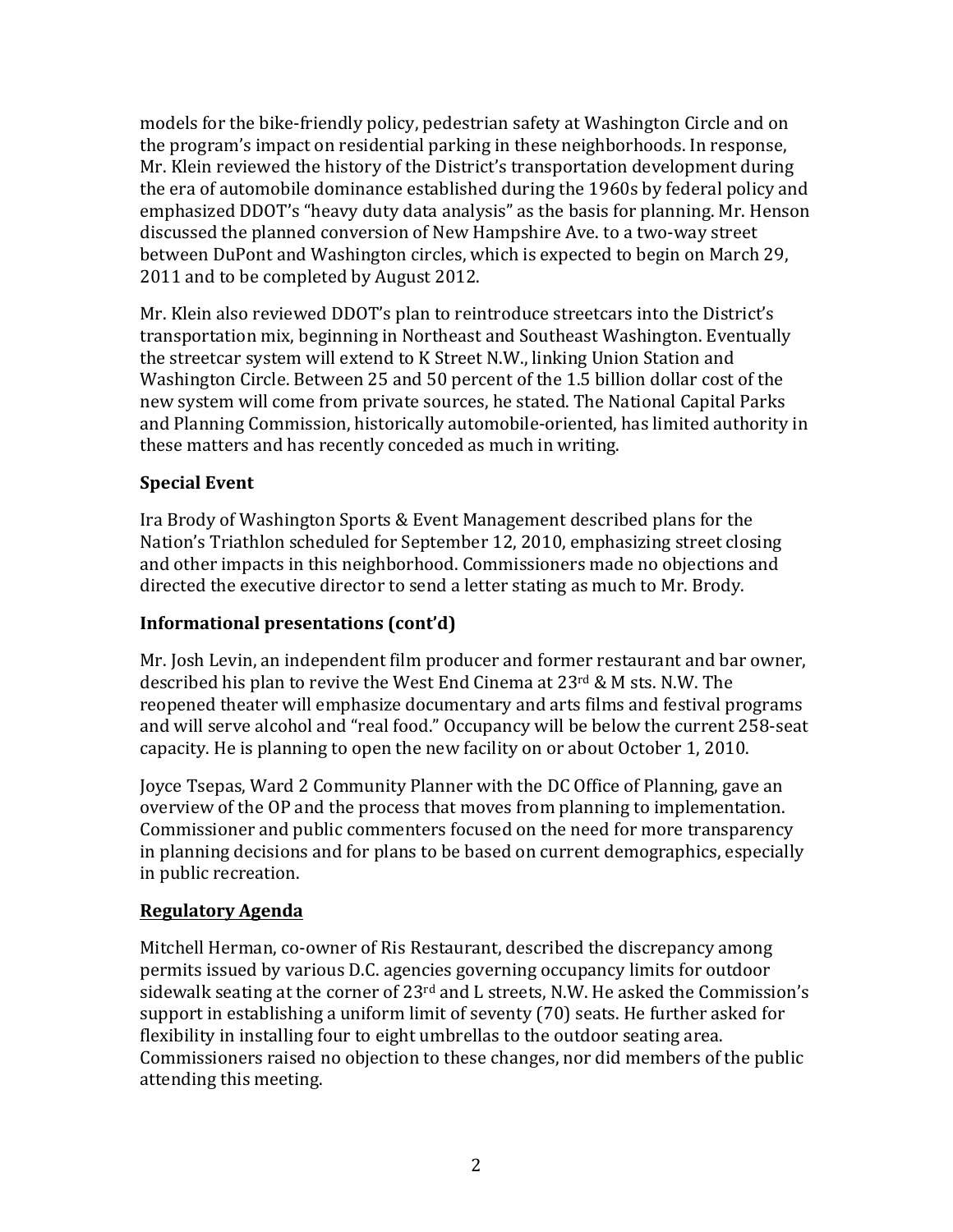models for the bike-friendly policy, pedestrian safety at Washington Circle and on the program's impact on residential parking in these neighborhoods. In response, Mr. Klein reviewed the history of the District's transportation development during the era of automobile dominance established during the 1960s by federal policy and emphasized DDOT's "heavy duty data analysis" as the basis for planning. Mr. Henson discussed the planned conversion of New Hampshire Ave. to a two-way street between DuPont and Washington circles, which is expected to begin on March 29, 2011 and to be completed by August 2012.

Mr. Klein also reviewed DDOT's plan to reintroduce streetcars into the District's transportation mix, beginning in Northeast and Southeast Washington. Eventually the streetcar system will extend to K Street N.W., linking Union Station and Washington Circle. Between 25 and 50 percent of the 1.5 billion dollar cost of the new system will come from private sources, he stated. The National Capital Parks and Planning Commission, historically automobile-oriented, has limited authority in these matters and has recently conceded as much in writing.

### Special Event

Ira Brody of Washington Sports & Event Management described plans for the Nation's Triathlon scheduled for September 12, 2010, emphasizing street closing and other impacts in this neighborhood. Commissioners made no objections and directed the executive director to send a letter stating as much to Mr. Brody.

### Informational presentations (cont'd)

Mr. Josh Levin, an independent film producer and former restaurant and bar owner, described his plan to revive the West End Cinema at 23rd & M sts. N.W. The reopened theater will emphasize documentary and arts films and festival programs and will serve alcohol and "real food." Occupancy will be below the current 258-seat capacity. He is planning to open the new facility on or about October 1, 2010.

Joyce Tsepas, Ward 2 Community Planner with the DC Office of Planning, gave an overview of the OP and the process that moves from planning to implementation. Commissioner and public commenters focused on the need for more transparency in planning decisions and for plans to be based on current demographics, especially in public recreation.

### Regulatory Agenda

Mitchell Herman, co-owner of Ris Restaurant, described the discrepancy among permits issued by various D.C. agencies governing occupancy limits for outdoor sidewalk seating at the corner of 23rd and L streets, N.W. He asked the Commission's support in establishing a uniform limit of seventy (70) seats. He further asked for flexibility in installing four to eight umbrellas to the outdoor seating area. Commissioners raised no objection to these changes, nor did members of the public attending this meeting.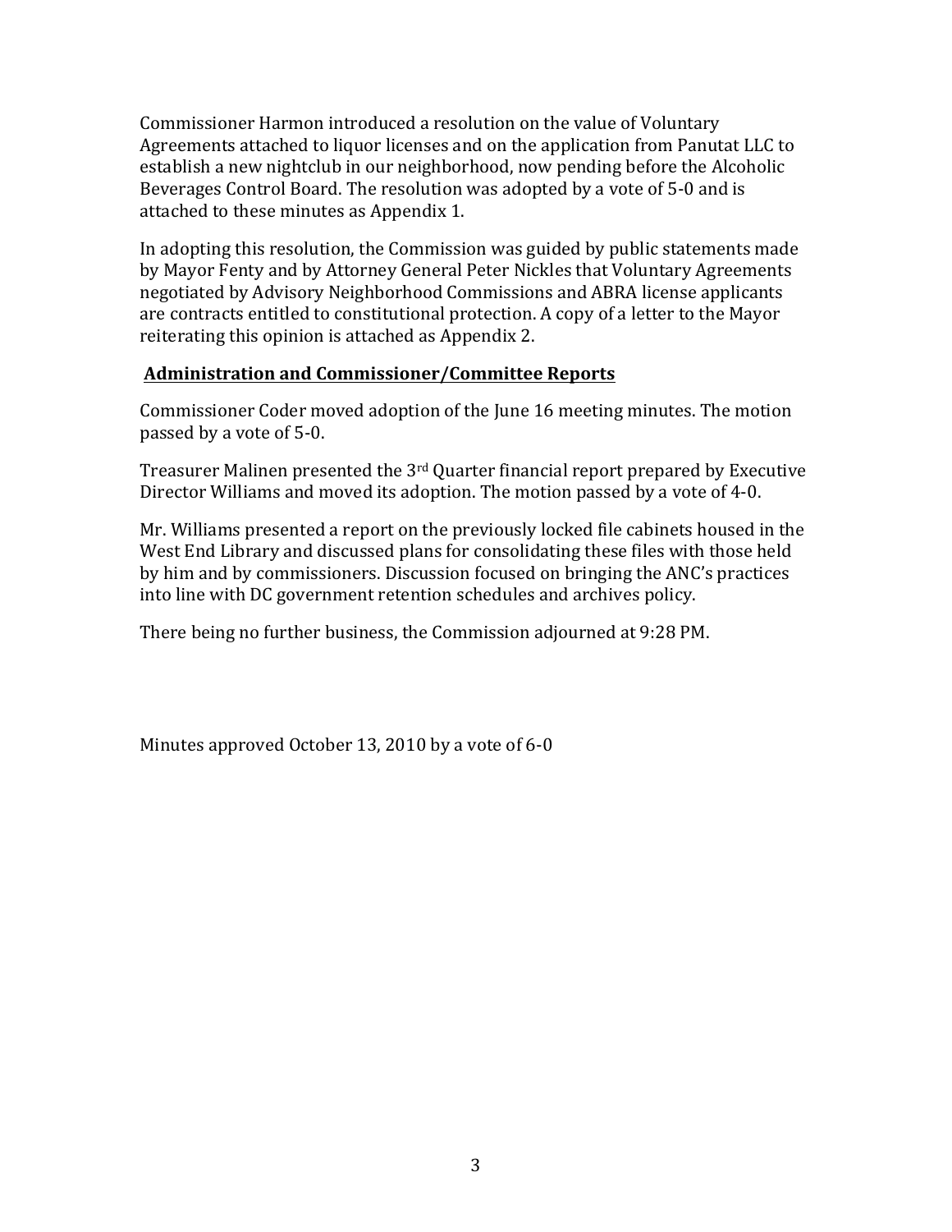Commissioner Harmon introduced a resolution on the value of Voluntary Agreements attached to liquor licenses and on the application from Panutat LLC to establish a new nightclub in our neighborhood, now pending before the Alcoholic Beverages Control Board. The resolution was adopted by a vote of 5-0 and is attached to these minutes as Appendix 1.

In adopting this resolution, the Commission was guided by public statements made by Mayor Fenty and by Attorney General Peter Nickles that Voluntary Agreements negotiated by Advisory Neighborhood Commissions and ABRA license applicants are contracts entitled to constitutional protection. A copy of a letter to the Mayor reiterating this opinion is attached as Appendix 2.

## Administration and Commissioner/Committee Reports

Commissioner Coder moved adoption of the June 16 meeting minutes. The motion passed by a vote of 5-0.

Treasurer Malinen presented the 3rd Quarter financial report prepared by Executive Director Williams and moved its adoption. The motion passed by a vote of 4-0.

Mr. Williams presented a report on the previously locked file cabinets housed in the West End Library and discussed plans for consolidating these files with those held by him and by commissioners. Discussion focused on bringing the ANC's practices into line with DC government retention schedules and archives policy.

There being no further business, the Commission adjourned at 9:28 PM.

Minutes approved October 13, 2010 by a vote of 6-0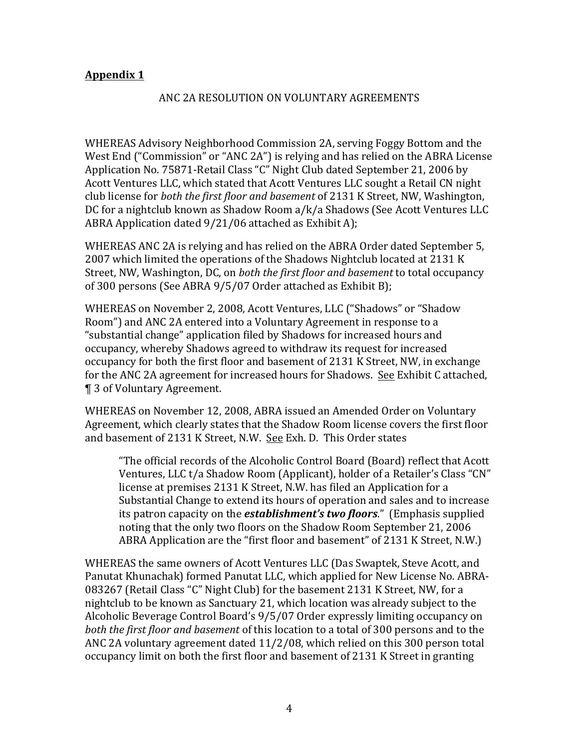**Appendix 1**

ANC 2A RESOLUTION ON VOLUNTARY AGREEMENTS

WHEREAS Advisory Neighborhood Commission 2A, serving Foggy Bottom and the West End ("Commission" or "ANC 2A") is relying and has relied on the ABRA License Application No. 75871-Retail Class "C" Night Club dated September 21, 2006 by Acott Ventures LLC, which stated that Acott Ventures LLC sought a Retail CN night club license for *both the first floor and basement* of 2131 K Street, NW, Washington, DC for a nightclub known as Shadow Room a/k/a Shadows (See Acott Ventures LLC ABRA Application dated 9/21/06 attached as Exhibit A);

WHEREAS ANC 2A is relying and has relied on the ABRA Order dated September 5, 2007 which limited the operations of the Shadows Nightclub located at 2131 K Street, NW, Washington, DC, on *both the first floor and basement* to total occupancy of 300 persons (See ABRA 9/5/07 Order attached as Exhibit B);

WHEREAS on November 2, 2008, Acott Ventures, LLC ("Shadows" or "Shadow Room") and ANC 2A entered into a Voluntary Agreement in response to a "substantial change" application filed by Shadows for increased hours and occupancy, whereby Shadows agreed to withdraw its request for increased occupancy for both the first floor and basement of 2131 K Street, NW, in exchange for the ANC 2A agreement for increased hours for Shadows. See Exhibit C attached, ¶ 3 of Voluntary Agreement.

WHEREAS on November 12, 2008, ABRA issued an Amended Order on Voluntary Agreement, which clearly states that the Shadow Room license covers the first floor and basement of 2131 K Street, N.W. See Exh. D. This Order states

> "The official records of the Alcoholic Control Board (Board) reflect that Acott Ventures, LLC t/a Shadow Room (Applicant), holder of a Retailer's Class "CN" license at premises 2131 K Street, N.W. has filed an Application for a Substantial Change to extend its hours of operation and sales and to increase its patron capacity on the ***establishment's two floors***." (Emphasis supplied noting that the only two floors on the Shadow Room September 21, 2006 ABRA Application are the "first floor and basement" of 2131 K Street, N.W.)

WHEREAS the same owners of Acott Ventures LLC (Das Swaptek, Steve Acott, and Panutat Khunachak) formed Panutat LLC, which applied for New License No. ABRA-083267 (Retail Class "C" Night Club) for the basement 2131 K Street, NW, for a nightclub to be known as Sanctuary 21, which location was already subject to the Alcoholic Beverage Control Board's 9/5/07 Order expressly limiting occupancy on *both the first floor and basement* of this location to a total of 300 persons and to the ANC 2A voluntary agreement dated 11/2/08, which relied on this 300 person total occupancy limit on both the first floor and basement of 2131 K Street in granting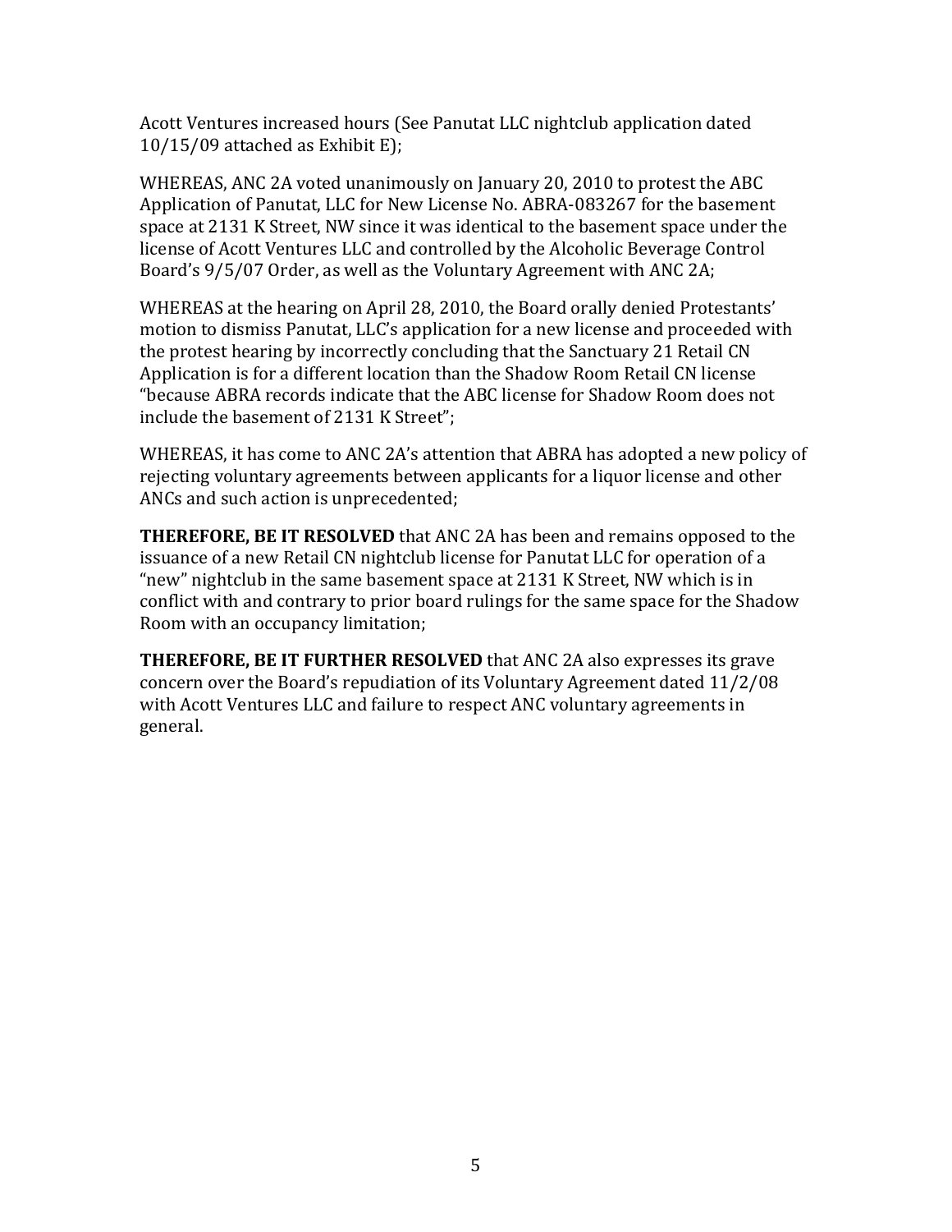Acott Ventures increased hours (See Panutat LLC nightclub application dated 10/15/09 attached as Exhibit E);

WHEREAS, ANC 2A voted unanimously on January 20, 2010 to protest the ABC Application of Panutat, LLC for New License No. ABRA-083267 for the basement space at 2131 K Street, NW since it was identical to the basement space under the license of Acott Ventures LLC and controlled by the Alcoholic Beverage Control Board's 9/5/07 Order, as well as the Voluntary Agreement with ANC 2A;

WHEREAS at the hearing on April 28, 2010, the Board orally denied Protestants' motion to dismiss Panutat, LLC's application for a new license and proceeded with the protest hearing by incorrectly concluding that the Sanctuary 21 Retail CN Application is for a different location than the Shadow Room Retail CN license "because ABRA records indicate that the ABC license for Shadow Room does not include the basement of 2131 K Street";

WHEREAS, it has come to ANC 2A's attention that ABRA has adopted a new policy of rejecting voluntary agreements between applicants for a liquor license and other ANCs and such action is unprecedented;

**THEREFORE, BE IT RESOLVED** that ANC 2A has been and remains opposed to the issuance of a new Retail CN nightclub license for Panutat LLC for operation of a "new" nightclub in the same basement space at 2131 K Street, NW which is in conflict with and contrary to prior board rulings for the same space for the Shadow Room with an occupancy limitation;

**THEREFORE, BE IT FURTHER RESOLVED** that ANC 2A also expresses its grave concern over the Board's repudiation of its Voluntary Agreement dated 11/2/08 with Acott Ventures LLC and failure to respect ANC voluntary agreements in general.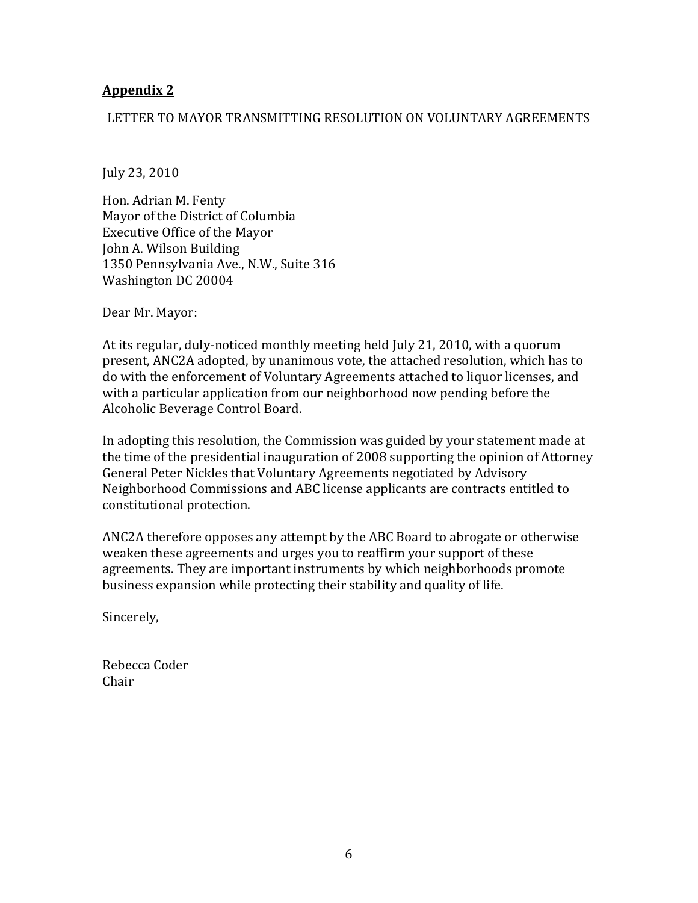**Appendix 2**

LETTER TO MAYOR TRANSMITTING RESOLUTION ON VOLUNTARY AGREEMENTS

July 23, 2010

Hon. Adrian M. Fenty  
Mayor of the District of Columbia  
Executive Office of the Mayor  
John A. Wilson Building  
1350 Pennsylvania Ave., N.W., Suite 316  
Washington DC 20004

Dear Mr. Mayor:

At its regular, duly-noticed monthly meeting held July 21, 2010, with a quorum present, ANC2A adopted, by unanimous vote, the attached resolution, which has to do with the enforcement of Voluntary Agreements attached to liquor licenses, and with a particular application from our neighborhood now pending before the Alcoholic Beverage Control Board.

In adopting this resolution, the Commission was guided by your statement made at the time of the presidential inauguration of 2008 supporting the opinion of Attorney General Peter Nickles that Voluntary Agreements negotiated by Advisory Neighborhood Commissions and ABC license applicants are contracts entitled to constitutional protection.

ANC2A therefore opposes any attempt by the ABC Board to abrogate or otherwise weaken these agreements and urges you to reaffirm your support of these agreements. They are important instruments by which neighborhoods promote business expansion while protecting their stability and quality of life.

Sincerely,

Rebecca Coder  
Chair